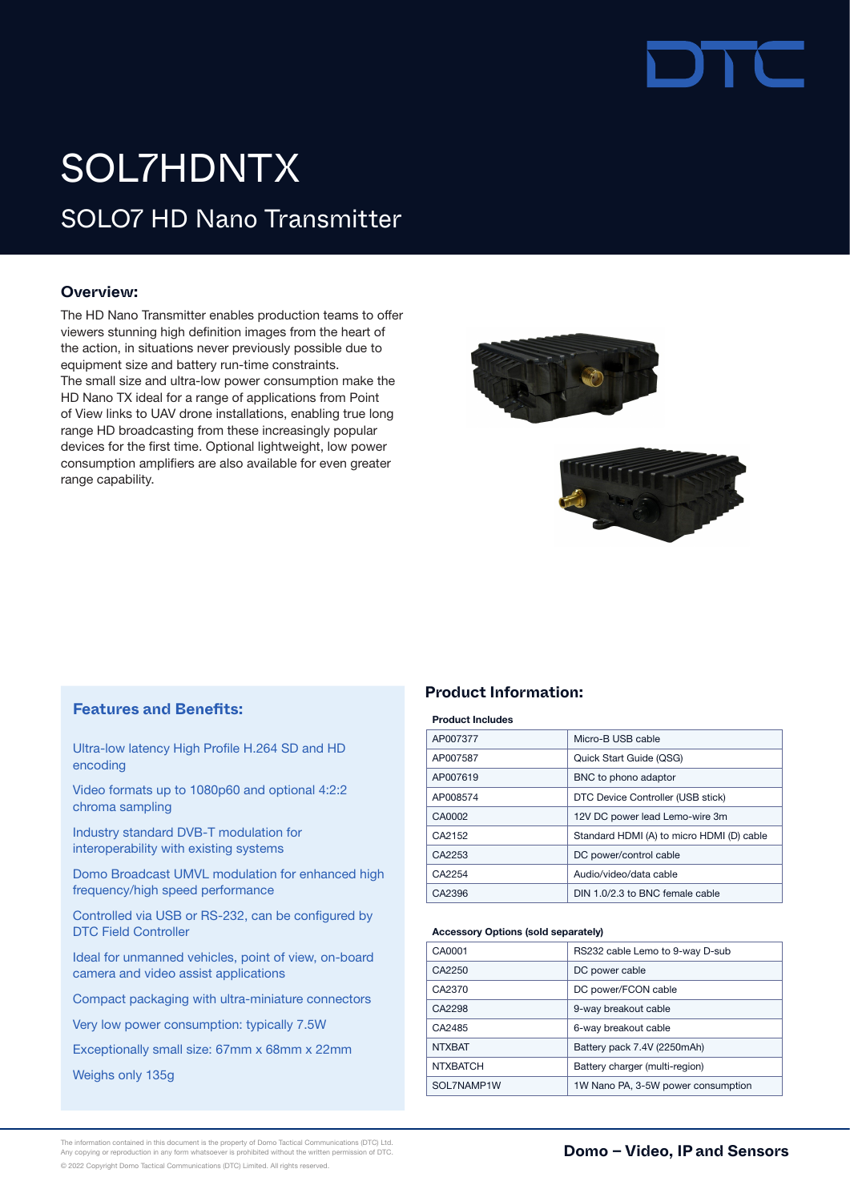# SOL7HDNTX

## SOLO7 HD Nano Transmitter

### Overview:

The HD Nano Transmitter enables production teams to offer viewers stunning high definition images from the heart of the action, in situations never previously possible due to equipment size and battery run-time constraints.
The small size and ultra-low power consumption make the HD Nano TX ideal for a range of applications from Point of View links to UAV drone installations, enabling true long range HD broadcasting from these increasingly popular devices for the first time. Optional lightweight, low power consumption amplifiers are also available for even greater range capability.

### Features and Benefits:

- Ultra-low latency High Profile H.264 SD and HD encoding
- Video formats up to 1080p60 and optional 4:2:2 chroma sampling
- Industry standard DVB-T modulation for interoperability with existing systems
- Domo Broadcast UMVL modulation for enhanced high frequency/high speed performance
- Controlled via USB or RS-232, can be configured by DTC Field Controller
- Ideal for unmanned vehicles, point of view, on-board camera and video assist applications
- Compact packaging with ultra-miniature connectors
- Very low power consumption: typically 7.5W
- Exceptionally small size: 67mm x 68mm x 22mm
- Weighs only 135g

### Product Information:

**Product Includes**

| | |
|---|---|
| AP007377 | Micro-B USB cable |
| AP007587 | Quick Start Guide (QSG) |
| AP007619 | BNC to phono adaptor |
| AP008574 | DTC Device Controller (USB stick) |
| CA0002 | 12V DC power lead Lemo-wire 3m |
| CA2152 | Standard HDMI (A) to micro HDMI (D) cable |
| CA2253 | DC power/control cable |
| CA2254 | Audio/video/data cable |
| CA2396 | DIN 1.0/2.3 to BNC female cable |

**Accessory Options (sold separately)**

| | |
|---|---|
| CA0001 | RS232 cable Lemo to 9-way D-sub |
| CA2250 | DC power cable |
| CA2370 | DC power/FCON cable |
| CA2298 | 9-way breakout cable |
| CA2485 | 6-way breakout cable |
| NTXBAT | Battery pack 7.4V (2250mAh) |
| NTXBATCH | Battery charger (multi-region) |
| SOL7NAMP1W | 1W Nano PA, 3-5W power consumption |

The information contained in this document is the property of Domo Tactical Communications (DTC) Ltd. Any copying or reproduction in any form whatsoever is prohibited without the written permission of DTC.
© 2022 Copyright Domo Tactical Communications (DTC) Limited. All rights reserved.

**Domo – Video, IP and Sensors**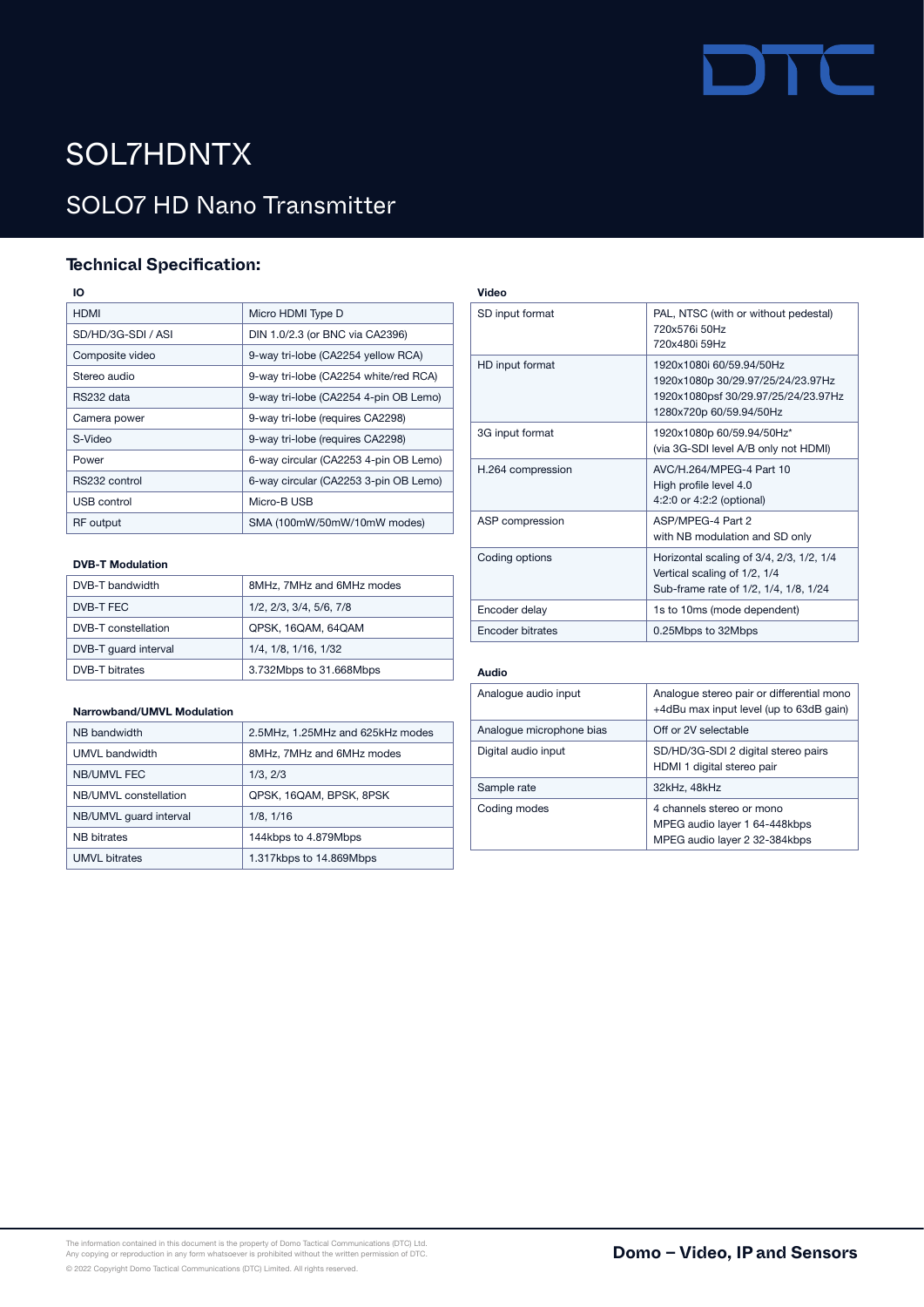# SOL7HDNTX

## SOLO7 HD Nano Transmitter

### Technical Specification:

**IO**

| | |
|---|---|
| HDMI | Micro HDMI Type D |
| SD/HD/3G-SDI / ASI | DIN 1.0/2.3 (or BNC via CA2396) |
| Composite video | 9-way tri-lobe (CA2254 yellow RCA) |
| Stereo audio | 9-way tri-lobe (CA2254 white/red RCA) |
| RS232 data | 9-way tri-lobe (CA2254 4-pin OB Lemo) |
| Camera power | 9-way tri-lobe (requires CA2298) |
| S-Video | 9-way tri-lobe (requires CA2298) |
| Power | 6-way circular (CA2253 4-pin OB Lemo) |
| RS232 control | 6-way circular (CA2253 3-pin OB Lemo) |
| USB control | Micro-B USB |
| RF output | SMA (100mW/50mW/10mW modes) |

**DVB-T Modulation**

| | |
|---|---|
| DVB-T bandwidth | 8MHz, 7MHz and 6MHz modes |
| DVB-T FEC | 1/2, 2/3, 3/4, 5/6, 7/8 |
| DVB-T constellation | QPSK, 16QAM, 64QAM |
| DVB-T guard interval | 1/4, 1/8, 1/16, 1/32 |
| DVB-T bitrates | 3.732Mbps to 31.668Mbps |

**Narrowband/UMVL Modulation**

| | |
|---|---|
| NB bandwidth | 2.5MHz, 1.25MHz and 625kHz modes |
| UMVL bandwidth | 8MHz, 7MHz and 6MHz modes |
| NB/UMVL FEC | 1/3, 2/3 |
| NB/UMVL constellation | QPSK, 16QAM, BPSK, 8PSK |
| NB/UMVL guard interval | 1/8, 1/16 |
| NB bitrates | 144kbps to 4.879Mbps |
| UMVL bitrates | 1.317kbps to 14.869Mbps |

**Video**

| | |
|---|---|
| SD input format | PAL, NTSC (with or without pedestal)<br>720x576i 50Hz<br>720x480i 59Hz |
| HD input format | 1920x1080i 60/59.94/50Hz<br>1920x1080p 30/29.97/25/24/23.97Hz<br>1920x1080psf 30/29.97/25/24/23.97Hz<br>1280x720p 60/59.94/50Hz |
| 3G input format | 1920x1080p 60/59.94/50Hz*<br>(via 3G-SDI level A/B only not HDMI) |
| H.264 compression | AVC/H.264/MPEG-4 Part 10<br>High profile level 4.0<br>4:2:0 or 4:2:2 (optional) |
| ASP compression | ASP/MPEG-4 Part 2<br>with NB modulation and SD only |
| Coding options | Horizontal scaling of 3/4, 2/3, 1/2, 1/4<br>Vertical scaling of 1/2, 1/4<br>Sub-frame rate of 1/2, 1/4, 1/8, 1/24 |
| Encoder delay | 1s to 10ms (mode dependent) |
| Encoder bitrates | 0.25Mbps to 32Mbps |

**Audio**

| | |
|---|---|
| Analogue audio input | Analogue stereo pair or differential mono<br>+4dBu max input level (up to 63dB gain) |
| Analogue microphone bias | Off or 2V selectable |
| Digital audio input | SD/HD/3G-SDI 2 digital stereo pairs<br>HDMI 1 digital stereo pair |
| Sample rate | 32kHz, 48kHz |
| Coding modes | 4 channels stereo or mono<br>MPEG audio layer 1 64-448kbps<br>MPEG audio layer 2 32-384kbps |

The information contained in this document is the property of Domo Tactical Communications (DTC) Ltd.
Any copying or reproduction in any form whatsoever is prohibited without the written permission of DTC.

© 2022 Copyright Domo Tactical Communications (DTC) Limited. All rights reserved.

**Domo – Video, IP and Sensors**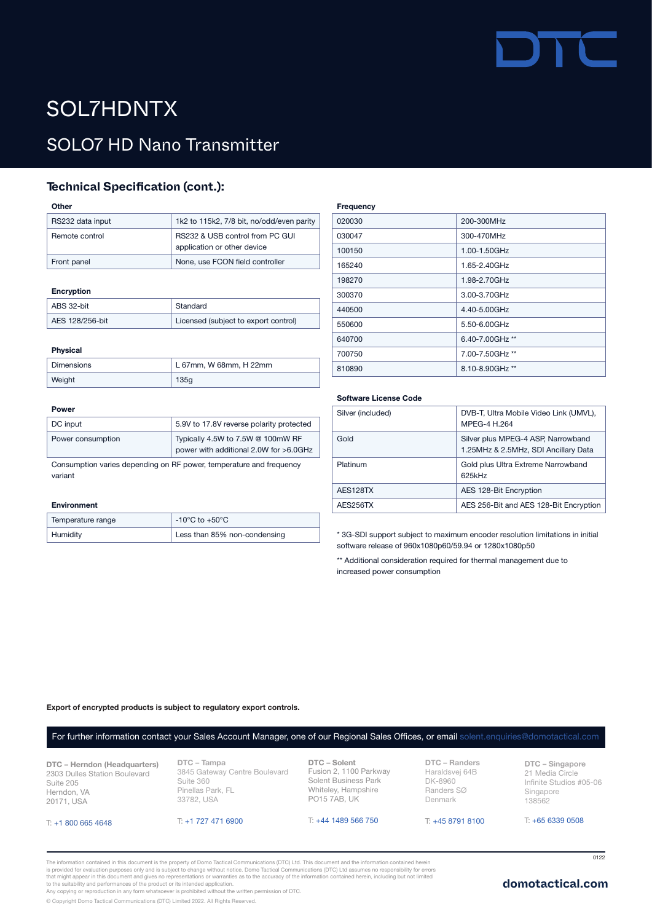# SOL7HDNTX

## SOLO7 HD Nano Transmitter

### Technical Specification (cont.):

**Other**

| | |
|---|---|
| RS232 data input | 1k2 to 115k2, 7/8 bit, no/odd/even parity |
| Remote control | RS232 & USB control from PC GUI application or other device |
| Front panel | None, use FCON field controller |

**Encryption**

| | |
|---|---|
| ABS 32-bit | Standard |
| AES 128/256-bit | Licensed (subject to export control) |

**Physical**

| | |
|---|---|
| Dimensions | L 67mm, W 68mm, H 22mm |
| Weight | 135g |

**Power**

| | |
|---|---|
| DC input | 5.9V to 17.8V reverse polarity protected |
| Power consumption | Typically 4.5W to 7.5W @ 100mW RF power with additional 2.0W for >6.0GHz |

Consumption varies depending on RF power, temperature and frequency variant

**Environment**

| | |
|---|---|
| Temperature range | -10°C to +50°C |
| Humidity | Less than 85% non-condensing |

**Frequency**

| | |
|---|---|
| 020030 | 200-300MHz |
| 030047 | 300-470MHz |
| 100150 | 1.00-1.50GHz |
| 165240 | 1.65-2.40GHz |
| 198270 | 1.98-2.70GHz |
| 300370 | 3.00-3.70GHz |
| 440500 | 4.40-5.00GHz |
| 550600 | 5.50-6.00GHz |
| 640700 | 6.40-7.00GHz ** |
| 700750 | 7.00-7.50GHz ** |
| 810890 | 8.10-8.90GHz ** |

**Software License Code**

| | |
|---|---|
| Silver (included) | DVB-T, Ultra Mobile Video Link (UMVL), MPEG-4 H.264 |
| Gold | Silver plus MPEG-4 ASP, Narrowband 1.25MHz & 2.5MHz, SDI Ancillary Data |
| Platinum | Gold plus Ultra Extreme Narrowband 625kHz |
| AES128TX | AES 128-Bit Encryption |
| AES256TX | AES 256-Bit and AES 128-Bit Encryption |

* 3G-SDI support subject to maximum encoder resolution limitations in initial software release of 960x1080p60/59.94 or 1280x1080p50

** Additional consideration required for thermal management due to increased power consumption

**Export of encrypted products is subject to regulatory export controls.**

For further information contact your Sales Account Manager, one of our Regional Sales Offices, or email solent.enquiries@domotactical.com

**DTC – Herndon (Headquarters)**
2303 Dulles Station Boulevard
Suite 205
Herndon, VA
20171, USA
T: +1 800 665 4648

**DTC – Tampa**
3845 Gateway Centre Boulevard
Suite 360
Pinellas Park, FL
33782, USA
T: +1 727 471 6900

**DTC – Solent**
Fusion 2, 1100 Parkway
Solent Business Park
Whiteley, Hampshire
PO15 7AB, UK
T: +44 1489 566 750

**DTC – Randers**
Haraldsvej 64B
DK-8960
Randers SØ
Denmark
T: +45 8791 8100

**DTC – Singapore**
21 Media Circle
Infinite Studios #05-06
Singapore
138562
T: +65 6339 0508

0122

The information contained in this document is the property of Domo Tactical Communications (DTC) Ltd. This document and the information contained herein is provided for evaluation purposes only and is subject to change without notice. Domo Tactical Communications (DTC) Ltd assumes no responsibility for errors that might appear in this document and gives no representations or warranties as to the accuracy of the information contained herein, including but not limited to the suitability and performances of the product or its intended application.
Any copying or reproduction in any form whatsoever is prohibited without the written permission of DTC.

© Copyright Domo Tactical Communications (DTC) Limited 2022. All Rights Reserved.

**domotactical.com**